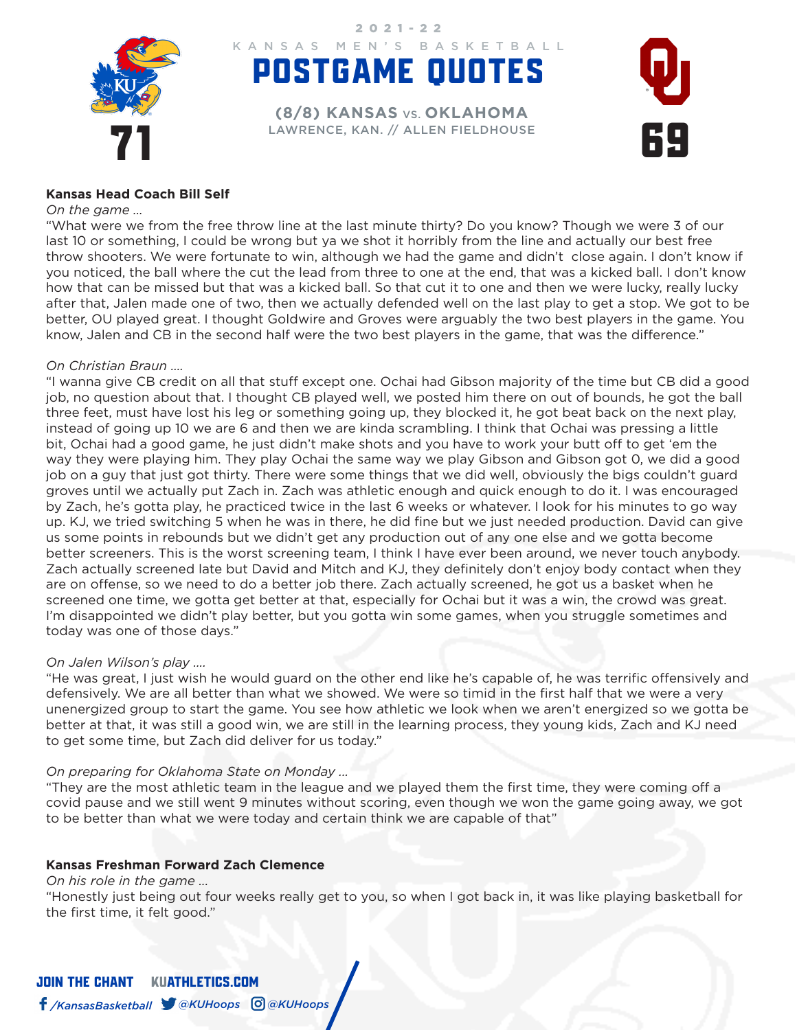2021-22

KANSAS MEN'S BASKETBALL

# POSTGAME QUOTES

**(8/8) KANSAS vs. OKLAHOMA**
LAWRENCE, KAN. // ALLEN FIELDHOUSE

71 — 69

**Kansas Head Coach Bill Self**

*On the game ...*

"What were we from the free throw line at the last minute thirty? Do you know? Though we were 3 of our last 10 or something, I could be wrong but ya we shot it horribly from the line and actually our best free throw shooters. We were fortunate to win, although we had the game and didn't close again. I don't know if you noticed, the ball where the cut the lead from three to one at the end, that was a kicked ball. I don't know how that can be missed but that was a kicked ball. So that cut it to one and then we were lucky, really lucky after that, Jalen made one of two, then we actually defended well on the last play to get a stop. We got to be better, OU played great. I thought Goldwire and Groves were arguably the two best players in the game. You know, Jalen and CB in the second half were the two best players in the game, that was the difference."

*On Christian Braun ....*

"I wanna give CB credit on all that stuff except one. Ochai had Gibson majority of the time but CB did a good job, no question about that. I thought CB played well, we posted him there on out of bounds, he got the ball three feet, must have lost his leg or something going up, they blocked it, he got beat back on the next play, instead of going up 10 we are 6 and then we are kinda scrambling. I think that Ochai was pressing a little bit, Ochai had a good game, he just didn't make shots and you have to work your butt off to get 'em the way they were playing him. They play Ochai the same way we play Gibson and Gibson got 0, we did a good job on a guy that just got thirty. There were some things that we did well, obviously the bigs couldn't guard groves until we actually put Zach in. Zach was athletic enough and quick enough to do it. I was encouraged by Zach, he's gotta play, he practiced twice in the last 6 weeks or whatever. I look for his minutes to go way up. KJ, we tried switching 5 when he was in there, he did fine but we just needed production. David can give us some points in rebounds but we didn't get any production out of any one else and we gotta become better screeners. This is the worst screening team, I think I have ever been around, we never touch anybody. Zach actually screened late but David and Mitch and KJ, they definitely don't enjoy body contact when they are on offense, so we need to do a better job there. Zach actually screened, he got us a basket when he screened one time, we gotta get better at that, especially for Ochai but it was a win, the crowd was great. I'm disappointed we didn't play better, but you gotta win some games, when you struggle sometimes and today was one of those days."

*On Jalen Wilson's play ....*

"He was great, I just wish he would guard on the other end like he's capable of, he was terrific offensively and defensively. We are all better than what we showed. We were so timid in the first half that we were a very unenergized group to start the game. You see how athletic we look when we aren't energized so we gotta be better at that, it was still a good win, we are still in the learning process, they young kids, Zach and KJ need to get some time, but Zach did deliver for us today."

*On preparing for Oklahoma State on Monday ...*

"They are the most athletic team in the league and we played them the first time, they were coming off a covid pause and we still went 9 minutes without scoring, even though we won the game going away, we got to be better than what we were today and certain think we are capable of that"

**Kansas Freshman Forward Zach Clemence**

*On his role in the game ...*

"Honestly just being out four weeks really get to you, so when I got back in, it was like playing basketball for the first time, it felt good."

JOIN THE CHANT KUATHLETICS.COM

/KansasBasketball @KUHoops @KUHoops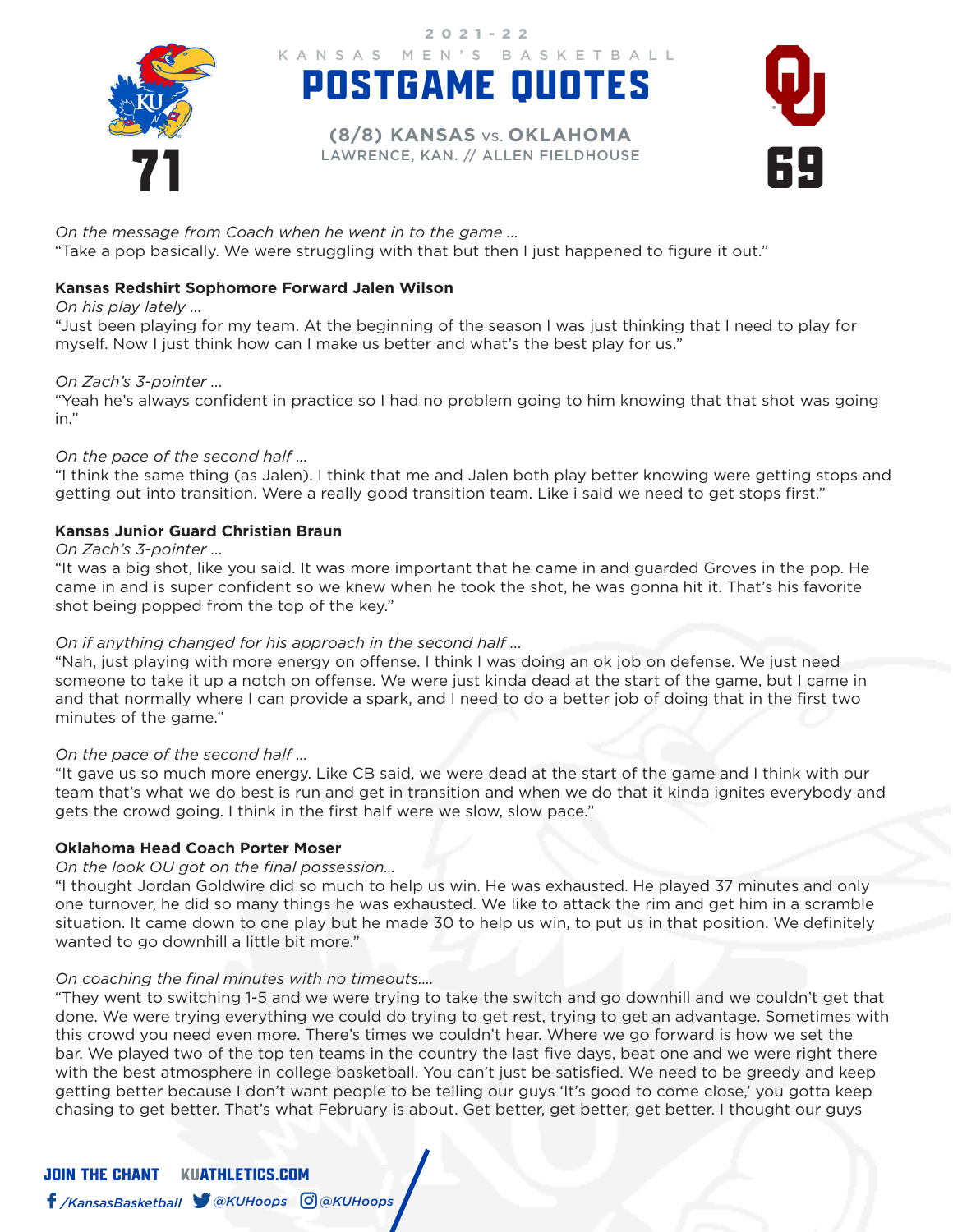2021-22

KANSAS MEN'S BASKETBALL

# POSTGAME QUOTES

**(8/8) KANSAS vs. OKLAHOMA**
LAWRENCE, KAN. // ALLEN FIELDHOUSE

**71** – **69**

*On the message from Coach when he went in to the game ...*
"Take a pop basically. We were struggling with that but then I just happened to figure it out."

**Kansas Redshirt Sophomore Forward Jalen Wilson**

*On his play lately ...*
"Just been playing for my team. At the beginning of the season I was just thinking that I need to play for myself. Now I just think how can I make us better and what's the best play for us."

*On Zach's 3-pointer ...*
"Yeah he's always confident in practice so I had no problem going to him knowing that that shot was going in."

*On the pace of the second half ...*
"I think the same thing (as Jalen). I think that me and Jalen both play better knowing were getting stops and getting out into transition. Were a really good transition team. Like i said we need to get stops first."

**Kansas Junior Guard Christian Braun**

*On Zach's 3-pointer ...*
"It was a big shot, like you said. It was more important that he came in and guarded Groves in the pop. He came in and is super confident so we knew when he took the shot, he was gonna hit it. That's his favorite shot being popped from the top of the key."

*On if anything changed for his approach in the second half ...*
"Nah, just playing with more energy on offense. I think I was doing an ok job on defense. We just need someone to take it up a notch on offense. We were just kinda dead at the start of the game, but I came in and that normally where I can provide a spark, and I need to do a better job of doing that in the first two minutes of the game."

*On the pace of the second half ...*
"It gave us so much more energy. Like CB said, we were dead at the start of the game and I think with our team that's what we do best is run and get in transition and when we do that it kinda ignites everybody and gets the crowd going. I think in the first half were we slow, slow pace."

**Oklahoma Head Coach Porter Moser**

*On the look OU got on the final possession...*
"I thought Jordan Goldwire did so much to help us win. He was exhausted. He played 37 minutes and only one turnover, he did so many things he was exhausted. We like to attack the rim and get him in a scramble situation. It came down to one play but he made 30 to help us win, to put us in that position. We definitely wanted to go downhill a little bit more."

*On coaching the final minutes with no timeouts....*
"They went to switching 1-5 and we were trying to take the switch and go downhill and we couldn't get that done. We were trying everything we could do trying to get rest, trying to get an advantage. Sometimes with this crowd you need even more. There's times we couldn't hear. Where we go forward is how we set the bar. We played two of the top ten teams in the country the last five days, beat one and we were right there with the best atmosphere in college basketball. You can't just be satisfied. We need to be greedy and keep getting better because I don't want people to be telling our guys 'It's good to come close,' you gotta keep chasing to get better. That's what February is about. Get better, get better, get better. I thought our guys

JOIN THE CHANT KUATHLETICS.COM
/KansasBasketball @KUHoops @KUHoops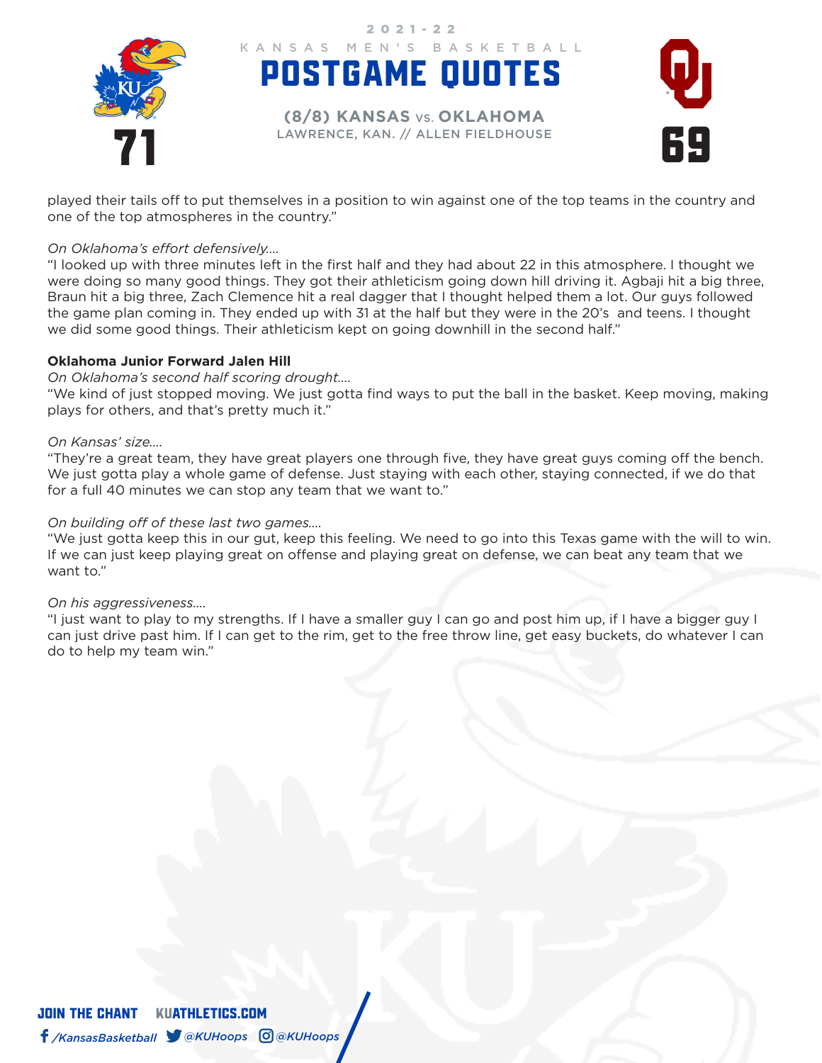played their tails off to put themselves in a position to win against one of the top teams in the country and one of the top atmospheres in the country."

*On Oklahoma's effort defensively....*

"I looked up with three minutes left in the first half and they had about 22 in this atmosphere. I thought we were doing so many good things. They got their athleticism going down hill driving it. Agbaji hit a big three, Braun hit a big three, Zach Clemence hit a real dagger that I thought helped them a lot. Our guys followed the game plan coming in. They ended up with 31 at the half but they were in the 20's and teens. I thought we did some good things. Their athleticism kept on going downhill in the second half."

**Oklahoma Junior Forward Jalen Hill**

*On Oklahoma's second half scoring drought....*

"We kind of just stopped moving. We just gotta find ways to put the ball in the basket. Keep moving, making plays for others, and that's pretty much it."

*On Kansas' size....*

"They're a great team, they have great players one through five, they have great guys coming off the bench. We just gotta play a whole game of defense. Just staying with each other, staying connected, if we do that for a full 40 minutes we can stop any team that we want to."

*On building off of these last two games....*

"We just gotta keep this in our gut, keep this feeling. We need to go into this Texas game with the will to win. If we can just keep playing great on offense and playing great on defense, we can beat any team that we want to."

*On his aggressiveness....*

"I just want to play to my strengths. If I have a smaller guy I can go and post him up, if I have a bigger guy I can just drive past him. If I can get to the rim, get to the free throw line, get easy buckets, do whatever I can do to help my team win."